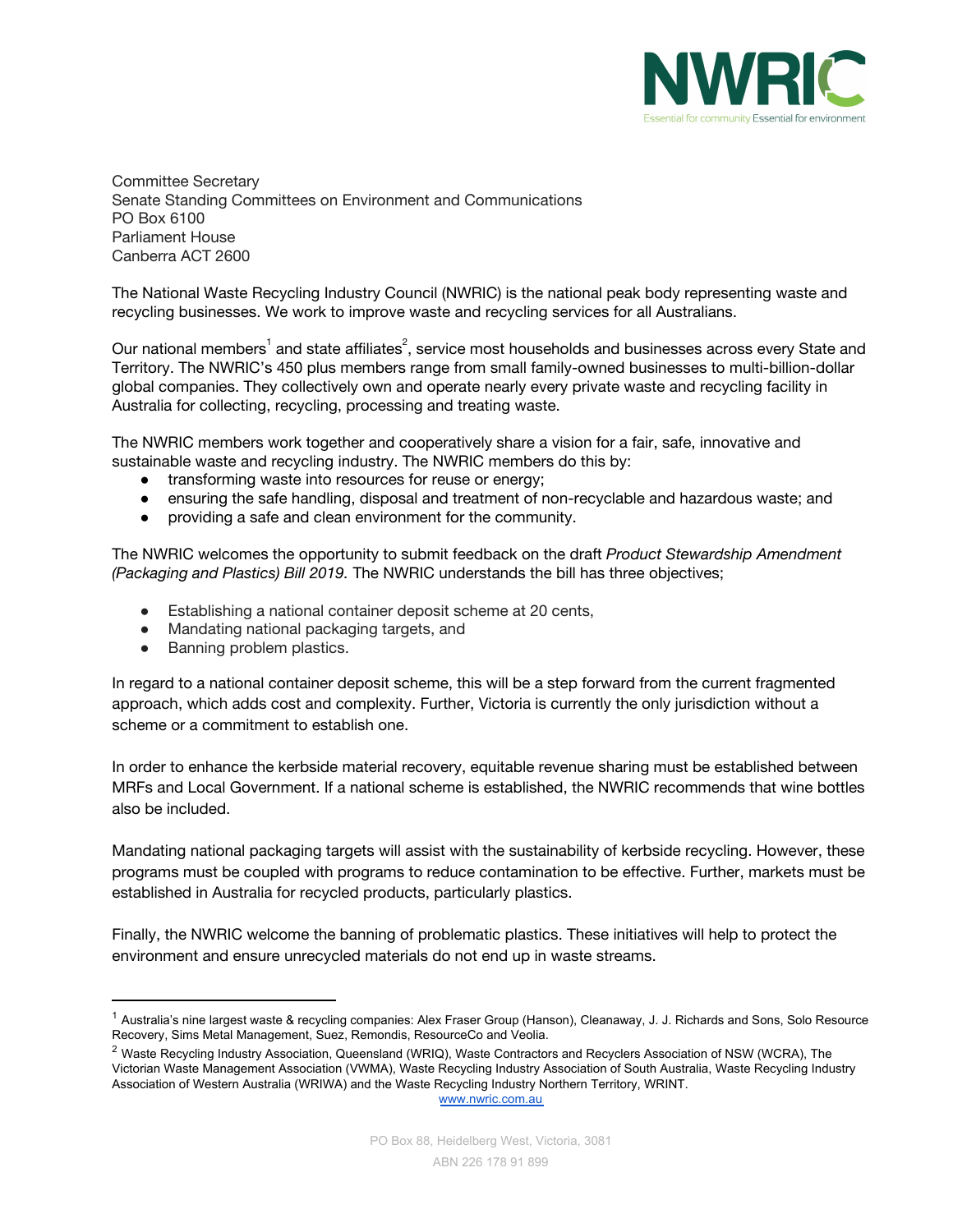NWRIC

Essential for community Essential for environment

Committee Secretary
Senate Standing Committees on Environment and Communications
PO Box 6100
Parliament House
Canberra ACT 2600

The National Waste Recycling Industry Council (NWRIC) is the national peak body representing waste and recycling businesses. We work to improve waste and recycling services for all Australians.

Our national members[1] and state affiliates[2], service most households and businesses across every State and Territory. The NWRIC's 450 plus members range from small family-owned businesses to multi-billion-dollar global companies. They collectively own and operate nearly every private waste and recycling facility in Australia for collecting, recycling, processing and treating waste.

The NWRIC members work together and cooperatively share a vision for a fair, safe, innovative and sustainable waste and recycling industry. The NWRIC members do this by:

- transforming waste into resources for reuse or energy;
- ensuring the safe handling, disposal and treatment of non-recyclable and hazardous waste; and
- providing a safe and clean environment for the community.

The NWRIC welcomes the opportunity to submit feedback on the draft *Product Stewardship Amendment (Packaging and Plastics) Bill 2019.* The NWRIC understands the bill has three objectives;

- Establishing a national container deposit scheme at 20 cents,
- Mandating national packaging targets, and
- Banning problem plastics.

In regard to a national container deposit scheme, this will be a step forward from the current fragmented approach, which adds cost and complexity. Further, Victoria is currently the only jurisdiction without a scheme or a commitment to establish one.

In order to enhance the kerbside material recovery, equitable revenue sharing must be established between MRFs and Local Government. If a national scheme is established, the NWRIC recommends that wine bottles also be included.

Mandating national packaging targets will assist with the sustainability of kerbside recycling. However, these programs must be coupled with programs to reduce contamination to be effective. Further, markets must be established in Australia for recycled products, particularly plastics.

Finally, the NWRIC welcome the banning of problematic plastics. These initiatives will help to protect the environment and ensure unrecycled materials do not end up in waste streams.

---

[1] Australia's nine largest waste & recycling companies: Alex Fraser Group (Hanson), Cleanaway, J. J. Richards and Sons, Solo Resource Recovery, Sims Metal Management, Suez, Remondis, ResourceCo and Veolia.

[2] Waste Recycling Industry Association, Queensland (WRIQ), Waste Contractors and Recyclers Association of NSW (WCRA), The Victorian Waste Management Association (VWMA), Waste Recycling Industry Association of South Australia, Waste Recycling Industry Association of Western Australia (WRIWA) and the Waste Recycling Industry Northern Territory, WRINT.

www.nwric.com.au

PO Box 88, Heidelberg West, Victoria, 3081

ABN 226 178 91 899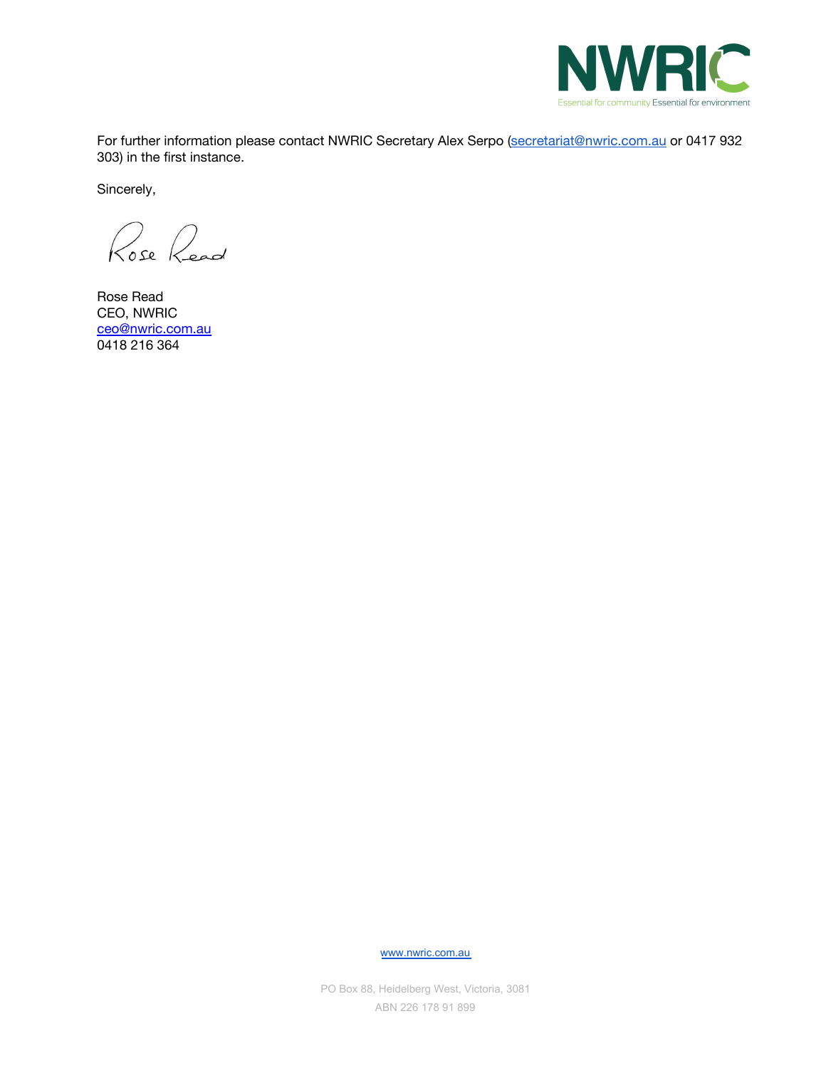For further information please contact NWRIC Secretary Alex Serpo (secretariat@nwric.com.au or 0417 932 303) in the first instance.

Sincerely,

Rose Read
CEO, NWRIC
ceo@nwric.com.au
0418 216 364